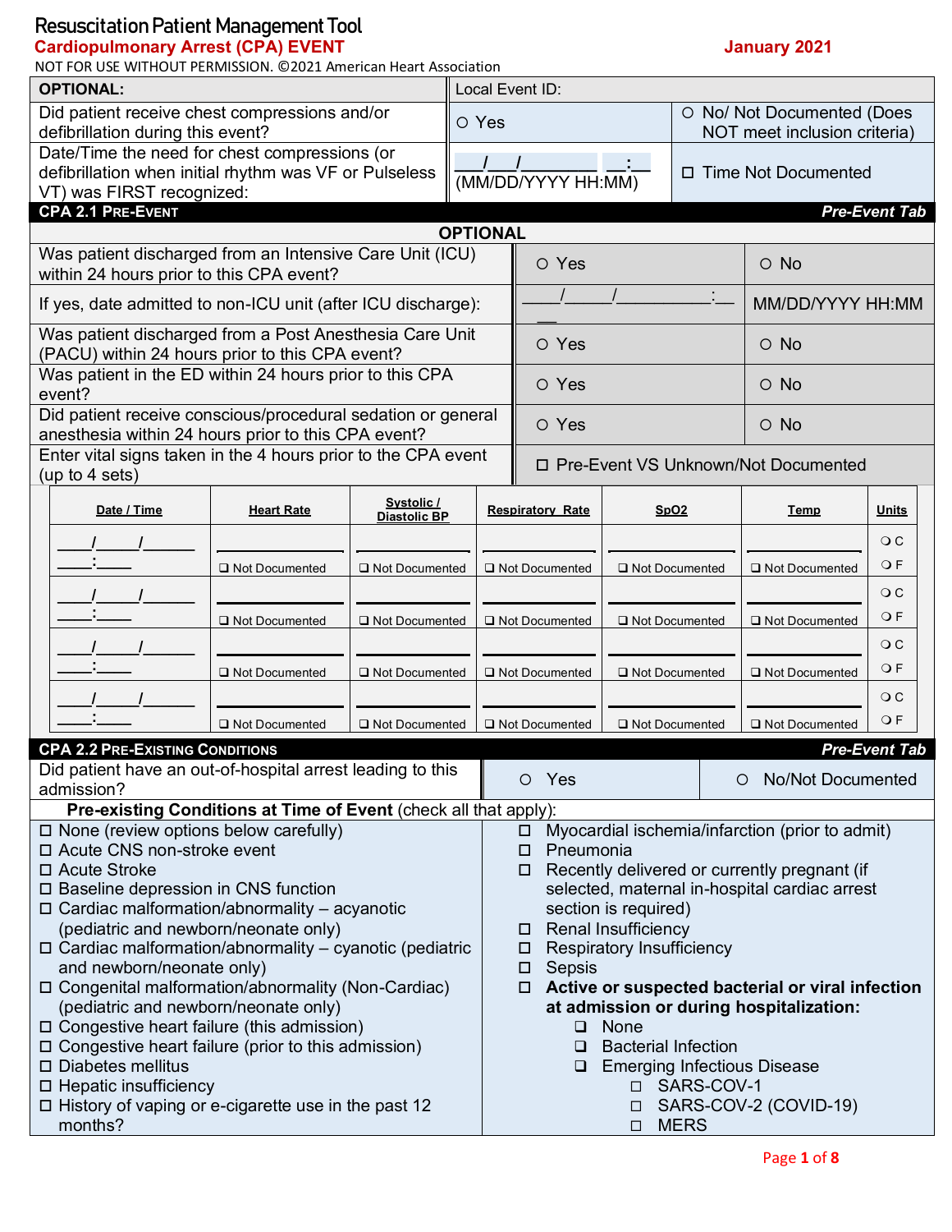# Resuscitation Patient Management Tool

**Cardiopulmonary Arrest (CPA) EVENT** — **January 2021**

NOT FOR USE WITHOUT PERMISSION. ©2021 American Heart Association

| **OPTIONAL:** | Local Event ID: | |
|---|---|---|
| Did patient receive chest compressions and/or defibrillation during this event? | ○ Yes | ○ No/ Not Documented (Does NOT meet inclusion criteria) |
| Date/Time the need for chest compressions (or defibrillation when initial rhythm was VF or Pulseless VT) was FIRST recognized: | ___/___/________ __:__ (MM/DD/YYYY HH:MM) | ☐ Time Not Documented |

## CPA 2.1 Pre-Event — *Pre-Event Tab*

**OPTIONAL**

| | | |
|---|---|---|
| Was patient discharged from an Intensive Care Unit (ICU) within 24 hours prior to this CPA event? | ○ Yes | ○ No |
| If yes, date admitted to non-ICU unit (after ICU discharge): | ____/_____/__________:____ | MM/DD/YYYY HH:MM |
| Was patient discharged from a Post Anesthesia Care Unit (PACU) within 24 hours prior to this CPA event? | ○ Yes | ○ No |
| Was patient in the ED within 24 hours prior to this CPA event? | ○ Yes | ○ No |
| Did patient receive conscious/procedural sedation or general anesthesia within 24 hours prior to this CPA event? | ○ Yes | ○ No |
| Enter vital signs taken in the 4 hours prior to the CPA event (up to 4 sets) | ☐ Pre-Event VS Unknown/Not Documented | |

| Date / Time | Heart Rate | Systolic / Diastolic BP | Respiratory Rate | SpO2 | Temp | Units |
|---|---|---|---|---|---|---|
| ____/_____/______ ____:____ | ________ ☐ Not Documented | ________ ☐ Not Documented | ________ ☐ Not Documented | ________ ☐ Not Documented | ________ ☐ Not Documented | ○ C ○ F |
| ____/_____/______ ____:____ | ________ ☐ Not Documented | ________ ☐ Not Documented | ________ ☐ Not Documented | ________ ☐ Not Documented | ________ ☐ Not Documented | ○ C ○ F |
| ____/_____/______ ____:____ | ________ ☐ Not Documented | ________ ☐ Not Documented | ________ ☐ Not Documented | ________ ☐ Not Documented | ________ ☐ Not Documented | ○ C ○ F |
| ____/_____/______ ____:____ | ________ ☐ Not Documented | ________ ☐ Not Documented | ________ ☐ Not Documented | ________ ☐ Not Documented | ________ ☐ Not Documented | ○ C ○ F |

## CPA 2.2 Pre-Existing Conditions — *Pre-Event Tab*

| | | |
|---|---|---|
| Did patient have an out-of-hospital arrest leading to this admission? | ○ Yes | ○ No/Not Documented |

**Pre-existing Conditions at Time of Event** (check all that apply):

- ☐ None (review options below carefully)
- ☐ Acute CNS non-stroke event
- ☐ Acute Stroke
- ☐ Baseline depression in CNS function
- ☐ Cardiac malformation/abnormality – acyanotic (pediatric and newborn/neonate only)
- ☐ Cardiac malformation/abnormality – cyanotic (pediatric and newborn/neonate only)
- ☐ Congenital malformation/abnormality (Non-Cardiac) (pediatric and newborn/neonate only)
- ☐ Congestive heart failure (this admission)
- ☐ Congestive heart failure (prior to this admission)
- ☐ Diabetes mellitus
- ☐ Hepatic insufficiency
- ☐ History of vaping or e-cigarette use in the past 12 months?
- ☐ Myocardial ischemia/infarction (prior to admit)
- ☐ Pneumonia
- ☐ Recently delivered or currently pregnant (if selected, maternal in-hospital cardiac arrest section is required)
- ☐ Renal Insufficiency
- ☐ Respiratory Insufficiency
- ☐ Sepsis
- ☐ **Active or suspected bacterial or viral infection at admission or during hospitalization:**
  - ☐ None
  - ☐ Bacterial Infection
  - ☐ Emerging Infectious Disease
    - ☐ SARS-COV-1
    - ☐ SARS-COV-2 (COVID-19)
    - ☐ MERS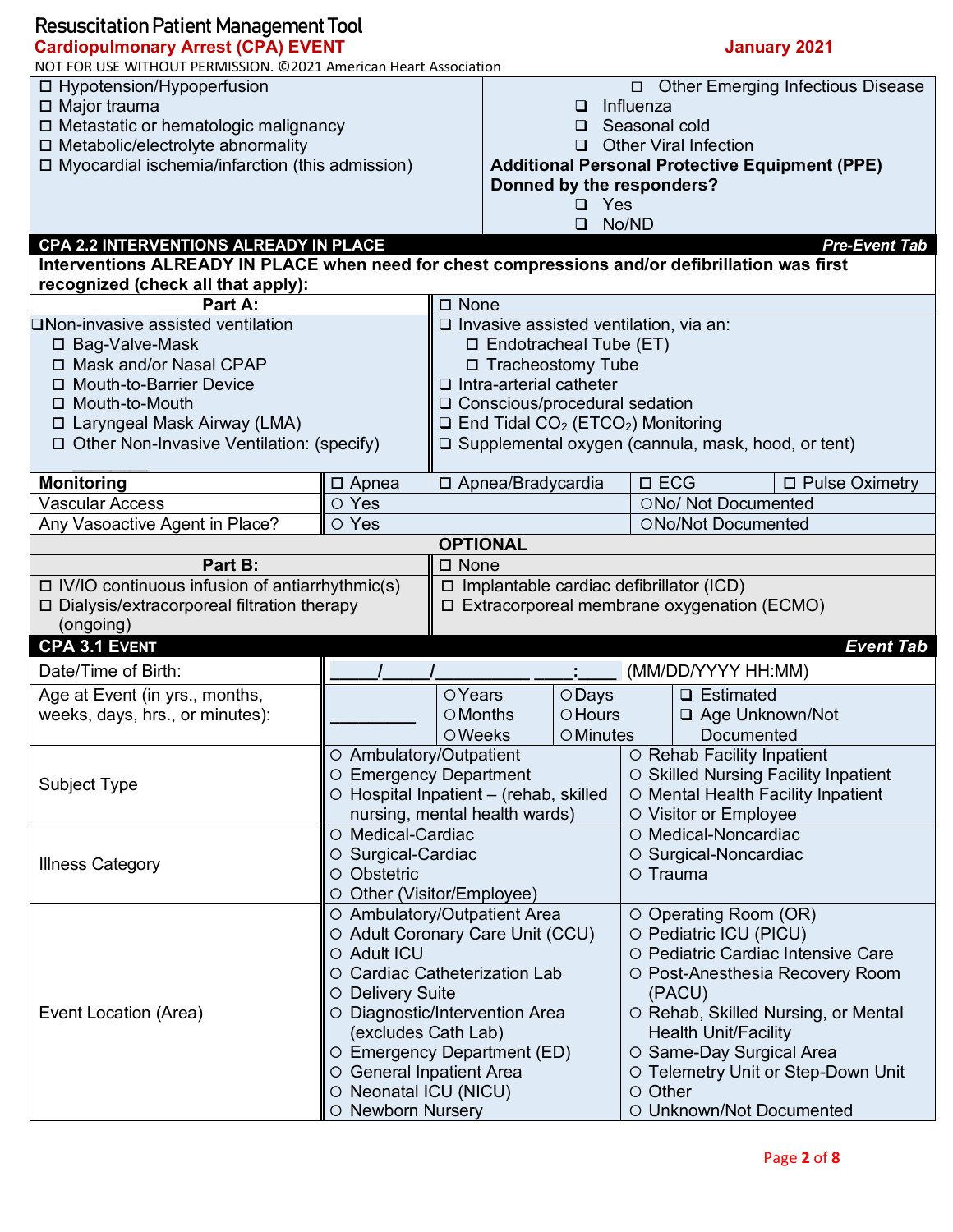# Resuscitation Patient Management Tool

**Cardiopulmonary Arrest (CPA) EVENT** **January 2021**

NOT FOR USE WITHOUT PERMISSION. ©2021 American Heart Association

| | |
|---|---|
| ☐ Hypotension/Hypoperfusion<br>☐ Major trauma<br>☐ Metastatic or hematologic malignancy<br>☐ Metabolic/electrolyte abnormality<br>☐ Myocardial ischemia/infarction (this admission) | ☐ Other Emerging Infectious Disease<br>☐ Influenza<br>☐ Seasonal cold<br>☐ Other Viral Infection<br>**Additional Personal Protective Equipment (PPE) Donned by the responders?**<br>☐ Yes<br>☐ No/ND |

## CPA 2.2 INTERVENTIONS ALREADY IN PLACE — *Pre-Event Tab*

**Interventions ALREADY IN PLACE when need for chest compressions and/or defibrillation was first recognized (check all that apply):**

| **Part A:** | ☐ None | | |
|---|---|---|---|
| ☐ Non-invasive assisted ventilation<br>☐ Bag-Valve-Mask<br>☐ Mask and/or Nasal CPAP<br>☐ Mouth-to-Barrier Device<br>☐ Mouth-to-Mouth<br>☐ Laryngeal Mask Airway (LMA)<br>☐ Other Non-Invasive Ventilation: (specify) ________ | ☐ Invasive assisted ventilation, via an:<br>☐ Endotracheal Tube (ET)<br>☐ Tracheostomy Tube<br>☐ Intra-arterial catheter<br>☐ Conscious/procedural sedation<br>☐ End Tidal $CO_2$ ($ETCO_2$) Monitoring<br>☐ Supplemental oxygen (cannula, mask, hood, or tent) | | |
| **Monitoring** | ☐ Apnea | ☐ Apnea/Bradycardia | ☐ ECG ☐ Pulse Oximetry |
| Vascular Access | ○ Yes | | ○ No/ Not Documented |
| Any Vasoactive Agent in Place? | ○ Yes | | ○ No/Not Documented |

**OPTIONAL**

| **Part B:** | ☐ None |
|---|---|
| ☐ IV/IO continuous infusion of antiarrhythmic(s)<br>☐ Dialysis/extracorporeal filtration therapy (ongoing) | ☐ Implantable cardiac defibrillator (ICD)<br>☐ Extracorporeal membrane oxygenation (ECMO) |

## CPA 3.1 EVENT — *Event Tab*

| | |
|---|---|
| Date/Time of Birth: | _____/_____/__________ ____:____ (MM/DD/YYYY HH:MM) |
| Age at Event (in yrs., months, weeks, days, hrs., or minutes): | ________ ○ Years ○ Months ○ Weeks ○ Days ○ Hours ○ Minutes ☐ Estimated ☐ Age Unknown/Not Documented |
| Subject Type | ○ Ambulatory/Outpatient<br>○ Emergency Department<br>○ Hospital Inpatient – (rehab, skilled nursing, mental health wards)<br>○ Rehab Facility Inpatient<br>○ Skilled Nursing Facility Inpatient<br>○ Mental Health Facility Inpatient<br>○ Visitor or Employee |
| Illness Category | ○ Medical-Cardiac<br>○ Surgical-Cardiac<br>○ Obstetric<br>○ Other (Visitor/Employee)<br>○ Medical-Noncardiac<br>○ Surgical-Noncardiac<br>○ Trauma |
| Event Location (Area) | ○ Ambulatory/Outpatient Area<br>○ Adult Coronary Care Unit (CCU)<br>○ Adult ICU<br>○ Cardiac Catheterization Lab<br>○ Delivery Suite<br>○ Diagnostic/Intervention Area (excludes Cath Lab)<br>○ Emergency Department (ED)<br>○ General Inpatient Area<br>○ Neonatal ICU (NICU)<br>○ Newborn Nursery<br>○ Operating Room (OR)<br>○ Pediatric ICU (PICU)<br>○ Pediatric Cardiac Intensive Care<br>○ Post-Anesthesia Recovery Room (PACU)<br>○ Rehab, Skilled Nursing, or Mental Health Unit/Facility<br>○ Same-Day Surgical Area<br>○ Telemetry Unit or Step-Down Unit<br>○ Other<br>○ Unknown/Not Documented |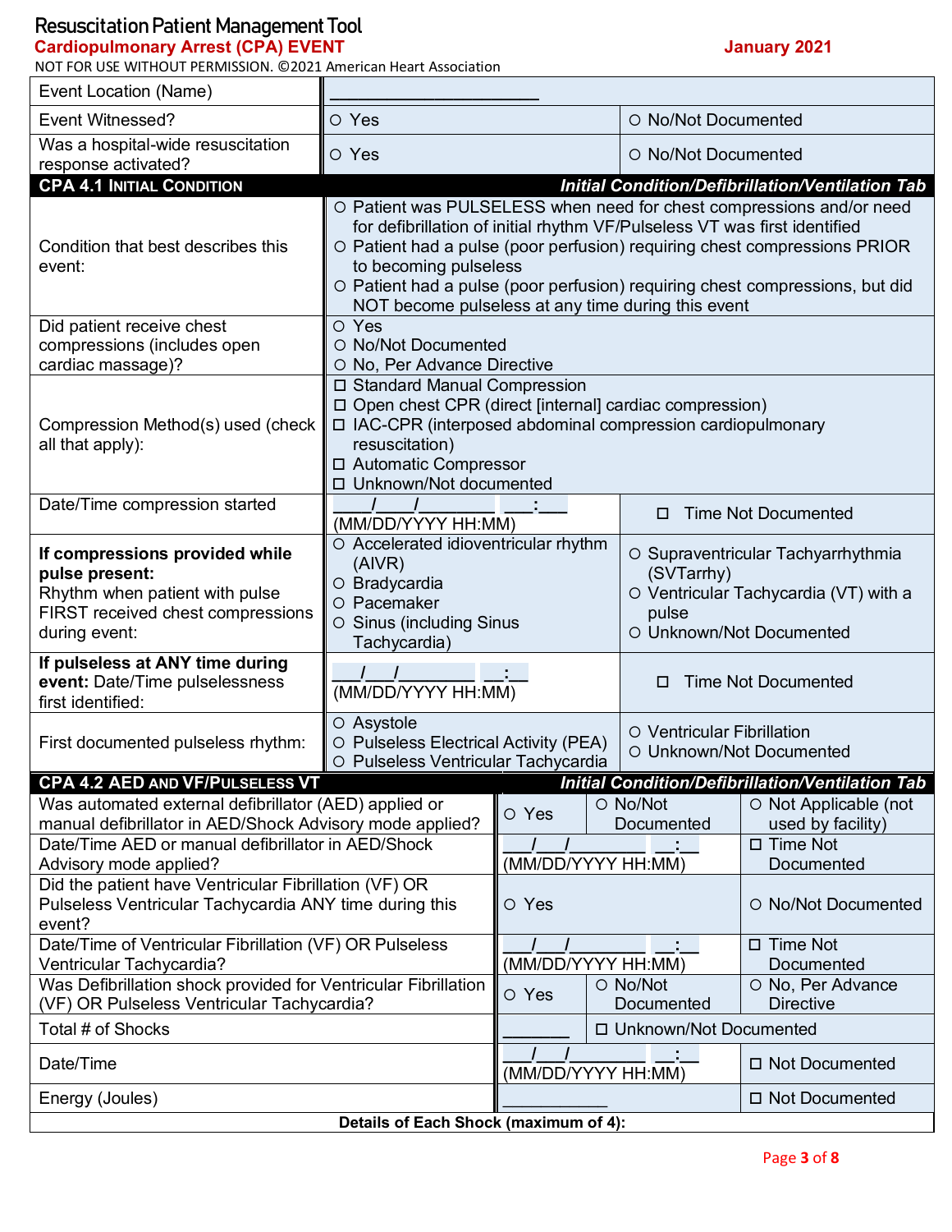# Resuscitation Patient Management Tool

**Cardiopulmonary Arrest (CPA) EVENT** — **January 2021**

NOT FOR USE WITHOUT PERMISSION. ©2021 American Heart Association

| Event Location (Name) | ______________________ | |
|---|---|---|
| Event Witnessed? | ○ Yes | ○ No/Not Documented |
| Was a hospital-wide resuscitation response activated? | ○ Yes | ○ No/Not Documented |

## CPA 4.1 Initial Condition

*Initial Condition/Defibrillation/Ventilation Tab*

| | | |
|---|---|---|
| Condition that best describes this event: | ○ Patient was PULSELESS when need for chest compressions and/or need for defibrillation of initial rhythm VF/Pulseless VT was first identified<br>○ Patient had a pulse (poor perfusion) requiring chest compressions PRIOR to becoming pulseless<br>○ Patient had a pulse (poor perfusion) requiring chest compressions, but did NOT become pulseless at any time during this event | |
| Did patient receive chest compressions (includes open cardiac massage)? | ○ Yes<br>○ No/Not Documented<br>○ No, Per Advance Directive | |
| Compression Method(s) used (check all that apply): | ☐ Standard Manual Compression<br>☐ Open chest CPR (direct [internal] cardiac compression)<br>☐ IAC-CPR (interposed abdominal compression cardiopulmonary resuscitation)<br>☐ Automatic Compressor<br>☐ Unknown/Not documented | |
| Date/Time compression started | ____/____/________ ___:___<br>(MM/DD/YYYY HH:MM) | ☐ Time Not Documented |
| **If compressions provided while pulse present:** Rhythm when patient with pulse FIRST received chest compressions during event: | ○ Accelerated idioventricular rhythm (AIVR)<br>○ Bradycardia<br>○ Pacemaker<br>○ Sinus (including Sinus Tachycardia) | ○ Supraventricular Tachyarrhythmia (SVTarrhy)<br>○ Ventricular Tachycardia (VT) with a pulse<br>○ Unknown/Not Documented |
| **If pulseless at ANY time during event:** Date/Time pulselessness first identified: | ___/___/________ __:__<br>(MM/DD/YYYY HH:MM) | ☐ Time Not Documented |
| First documented pulseless rhythm: | ○ Asystole<br>○ Pulseless Electrical Activity (PEA)<br>○ Pulseless Ventricular Tachycardia | ○ Ventricular Fibrillation<br>○ Unknown/Not Documented |

## CPA 4.2 AED and VF/Pulseless VT

*Initial Condition/Defibrillation/Ventilation Tab*

| | | | |
|---|---|---|---|
| Was automated external defibrillator (AED) applied or manual defibrillator in AED/Shock Advisory mode applied? | ○ Yes | ○ No/Not Documented | ○ Not Applicable (not used by facility) |
| Date/Time AED or manual defibrillator in AED/Shock Advisory mode applied? | ___/___/________ __:__<br>(MM/DD/YYYY HH:MM) | | ☐ Time Not Documented |
| Did the patient have Ventricular Fibrillation (VF) OR Pulseless Ventricular Tachycardia ANY time during this event? | ○ Yes | | ○ No/Not Documented |
| Date/Time of Ventricular Fibrillation (VF) OR Pulseless Ventricular Tachycardia? | ___/___/________ __:__<br>(MM/DD/YYYY HH:MM) | | ☐ Time Not Documented |
| Was Defibrillation shock provided for Ventricular Fibrillation (VF) OR Pulseless Ventricular Tachycardia? | ○ Yes | ○ No/Not Documented | ○ No, Per Advance Directive |
| Total # of Shocks | _______ | ☐ Unknown/Not Documented | |
| Date/Time | ___/___/________ __:__<br>(MM/DD/YYYY HH:MM) | | ☐ Not Documented |
| Energy (Joules) | ___________ | | ☐ Not Documented |

**Details of Each Shock (maximum of 4):**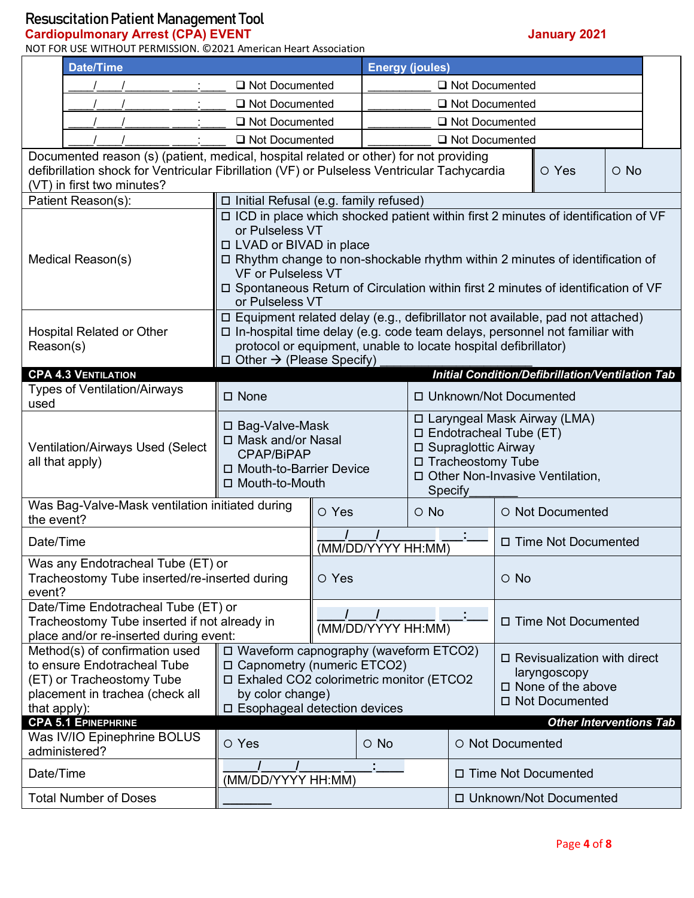Resuscitation Patient Management Tool
**Cardiopulmonary Arrest (CPA) EVENT** **January 2021**
NOT FOR USE WITHOUT PERMISSION. ©2021 American Heart Association

| Date/Time | | Energy (joules) | |
|---|---|---|---|
| ____/____/_______ ____:____ | ❑ Not Documented | __________ | ❑ Not Documented |
| ____/____/_______ ____:____ | ❑ Not Documented | __________ | ❑ Not Documented |
| ____/____/_______ ____:____ | ❑ Not Documented | __________ | ❑ Not Documented |
| ____/____/_______ ____:____ | ❑ Not Documented | __________ | ❑ Not Documented |

| Documented reason (s) (patient, medical, hospital related or other) for not providing defibrillation shock for Ventricular Fibrillation (VF) or Pulseless Ventricular Tachycardia (VT) in first two minutes? | ○ Yes | ○ No |
|---|---|---|
| Patient Reason(s): | ☐ Initial Refusal (e.g. family refused) | |
| Medical Reason(s) | ☐ ICD in place which shocked patient within first 2 minutes of identification of VF or Pulseless VT<br>☐ LVAD or BIVAD in place<br>☐ Rhythm change to non-shockable rhythm within 2 minutes of identification of VF or Pulseless VT<br>☐ Spontaneous Return of Circulation within first 2 minutes of identification of VF or Pulseless VT | |
| Hospital Related or Other Reason(s) | ☐ Equipment related delay (e.g., defibrillator not available, pad not attached)<br>☐ In-hospital time delay (e.g. code team delays, personnel not familiar with protocol or equipment, unable to locate hospital defibrillator)<br>☐ Other → (Please Specify) ____________________ | |

## CPA 4.3 Ventilation

*Initial Condition/Defibrillation/Ventilation Tab*

| Types of Ventilation/Airways used | ☐ None | ☐ Unknown/Not Documented | |
|---|---|---|---|
| Ventilation/Airways Used (Select all that apply) | ☐ Bag-Valve-Mask<br>☐ Mask and/or Nasal CPAP/BiPAP<br>☐ Mouth-to-Barrier Device<br>☐ Mouth-to-Mouth | ☐ Laryngeal Mask Airway (LMA)<br>☐ Endotracheal Tube (ET)<br>☐ Supraglottic Airway<br>☐ Tracheostomy Tube<br>☐ Other Non-Invasive Ventilation, Specify_______ | |
| Was Bag-Valve-Mask ventilation initiated during the event? | ○ Yes | ○ No | ○ Not Documented |
| Date/Time | ____/____/________ ____:____ (MM/DD/YYYY HH:MM) | ☐ Time Not Documented | |
| Was any Endotracheal Tube (ET) or Tracheostomy Tube inserted/re-inserted during event? | ○ Yes | ○ No | |
| Date/Time Endotracheal Tube (ET) or Tracheostomy Tube inserted if not already in place and/or re-inserted during event: | ____/____/________ ____:____ (MM/DD/YYYY HH:MM) | ☐ Time Not Documented | |
| Method(s) of confirmation used to ensure Endotracheal Tube (ET) or Tracheostomy Tube placement in trachea (check all that apply): | ☐ Waveform capnography (waveform ETCO2)<br>☐ Capnometry (numeric ETCO2)<br>☐ Exhaled CO2 colorimetric monitor (ETCO2 by color change)<br>☐ Esophageal detection devices | ☐ Revisualization with direct laryngoscopy<br>☐ None of the above<br>☐ Not Documented | |

## CPA 5.1 Epinephrine

*Other Interventions Tab*

| Was IV/IO Epinephrine BOLUS administered? | ○ Yes | ○ No | ○ Not Documented |
|---|---|---|---|
| Date/Time | _____/_____/______ ____:____ (MM/DD/YYYY HH:MM) | ☐ Time Not Documented | |
| Total Number of Doses | _______ | ☐ Unknown/Not Documented | |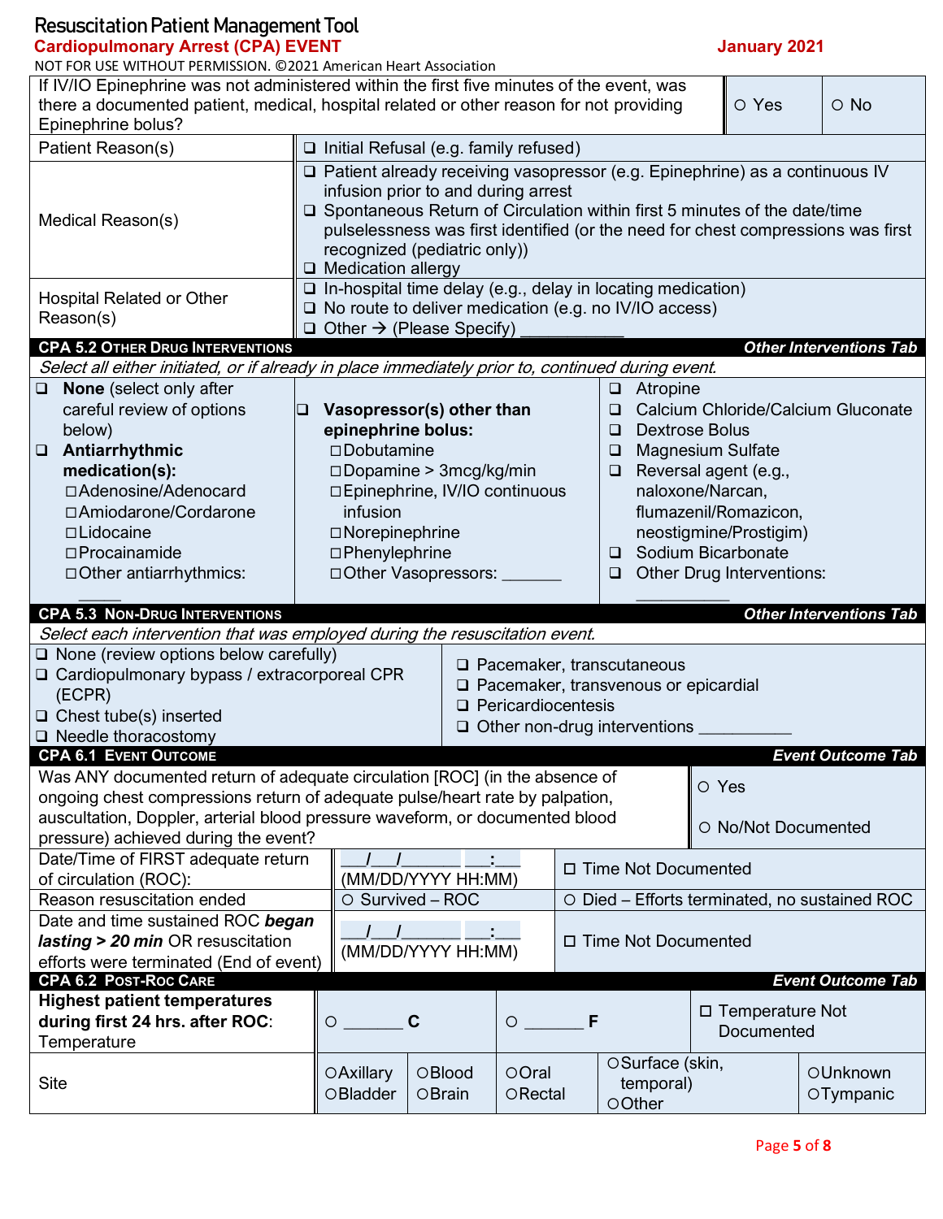# Resuscitation Patient Management Tool

**Cardiopulmonary Arrest (CPA) EVENT** **January 2021**

NOT FOR USE WITHOUT PERMISSION. ©2021 American Heart Association

| If IV/IO Epinephrine was not administered within the first five minutes of the event, was there a documented patient, medical, hospital related or other reason for not providing Epinephrine bolus? | ○ Yes | ○ No |
|---|---|---|

| Reason | Options |
|---|---|
| Patient Reason(s) | ❑ Initial Refusal (e.g. family refused) |
| Medical Reason(s) | ❑ Patient already receiving vasopressor (e.g. Epinephrine) as a continuous IV infusion prior to and during arrest<br>❑ Spontaneous Return of Circulation within first 5 minutes of the date/time pulselessness was first identified (or the need for chest compressions was first recognized (pediatric only))<br>❑ Medication allergy |
| Hospital Related or Other Reason(s) | ❑ In-hospital time delay (e.g., delay in locating medication)<br>❑ No route to deliver medication (e.g. no IV/IO access)<br>❑ Other → (Please Specify) ___________ |

## CPA 5.2 Other Drug Interventions — *Other Interventions Tab*

*Select all either initiated, or if already in place immediately prior to, continued during event.*

| | | |
|---|---|---|
| ❑ **None** (select only after careful review of options below)<br>❑ **Antiarrhythmic medication(s):**<br>☐ Adenosine/Adenocard<br>☐ Amiodarone/Cordarone<br>☐ Lidocaine<br>☐ Procainamide<br>☐ Other antiarrhythmics: _____ | ❑ **Vasopressor(s) other than epinephrine bolus:**<br>☐ Dobutamine<br>☐ Dopamine > 3mcg/kg/min<br>☐ Epinephrine, IV/IO continuous infusion<br>☐ Norepinephrine<br>☐ Phenylephrine<br>☐ Other Vasopressors: _______ | ❑ Atropine<br>❑ Calcium Chloride/Calcium Gluconate<br>❑ Dextrose Bolus<br>❑ Magnesium Sulfate<br>❑ Reversal agent (e.g., naloxone/Narcan, flumazenil/Romazicon, neostigmine/Prostigim)<br>❑ Sodium Bicarbonate<br>❑ Other Drug Interventions: ___________ |

## CPA 5.3 Non-Drug Interventions — *Other Interventions Tab*

*Select each intervention that was employed during the resuscitation event.*

| | |
|---|---|
| ❑ None (review options below carefully)<br>❑ Cardiopulmonary bypass / extracorporeal CPR (ECPR)<br>❑ Chest tube(s) inserted<br>❑ Needle thoracostomy | ❑ Pacemaker, transcutaneous<br>❑ Pacemaker, transvenous or epicardial<br>❑ Pericardiocentesis<br>❑ Other non-drug interventions __________ |

## CPA 6.1 Event Outcome — *Event Outcome Tab*

| Was ANY documented return of adequate circulation [ROC] (in the absence of ongoing chest compressions return of adequate pulse/heart rate by palpation, auscultation, Doppler, arterial blood pressure waveform, or documented blood pressure) achieved during the event? | ○ Yes<br>○ No/Not Documented |
|---|---|

| | | |
|---|---|---|
| Date/Time of FIRST adequate return of circulation (ROC): | ___/___/_______ ___:___<br>(MM/DD/YYYY HH:MM) | ☐ Time Not Documented |
| Reason resuscitation ended | ○ Survived – ROC | ○ Died – Efforts terminated, no sustained ROC |
| Date and time sustained ROC ***began lasting > 20 min*** OR resuscitation efforts were terminated (End of event) | ___/___/_______ ___:___<br>(MM/DD/YYYY HH:MM) | ☐ Time Not Documented |

## CPA 6.2 Post-ROC Care — *Event Outcome Tab*

| **Highest patient temperatures during first 24 hrs. after ROC:** Temperature | ○ _______ **C** | | ○ _______ **F** | | ☐ Temperature Not Documented |
|---|---|---|---|---|---|
| Site | ○Axillary<br>○Bladder | ○Blood<br>○Brain | ○Oral<br>○Rectal | ○Surface (skin, temporal)<br>○Other | ○Unknown<br>○Tympanic |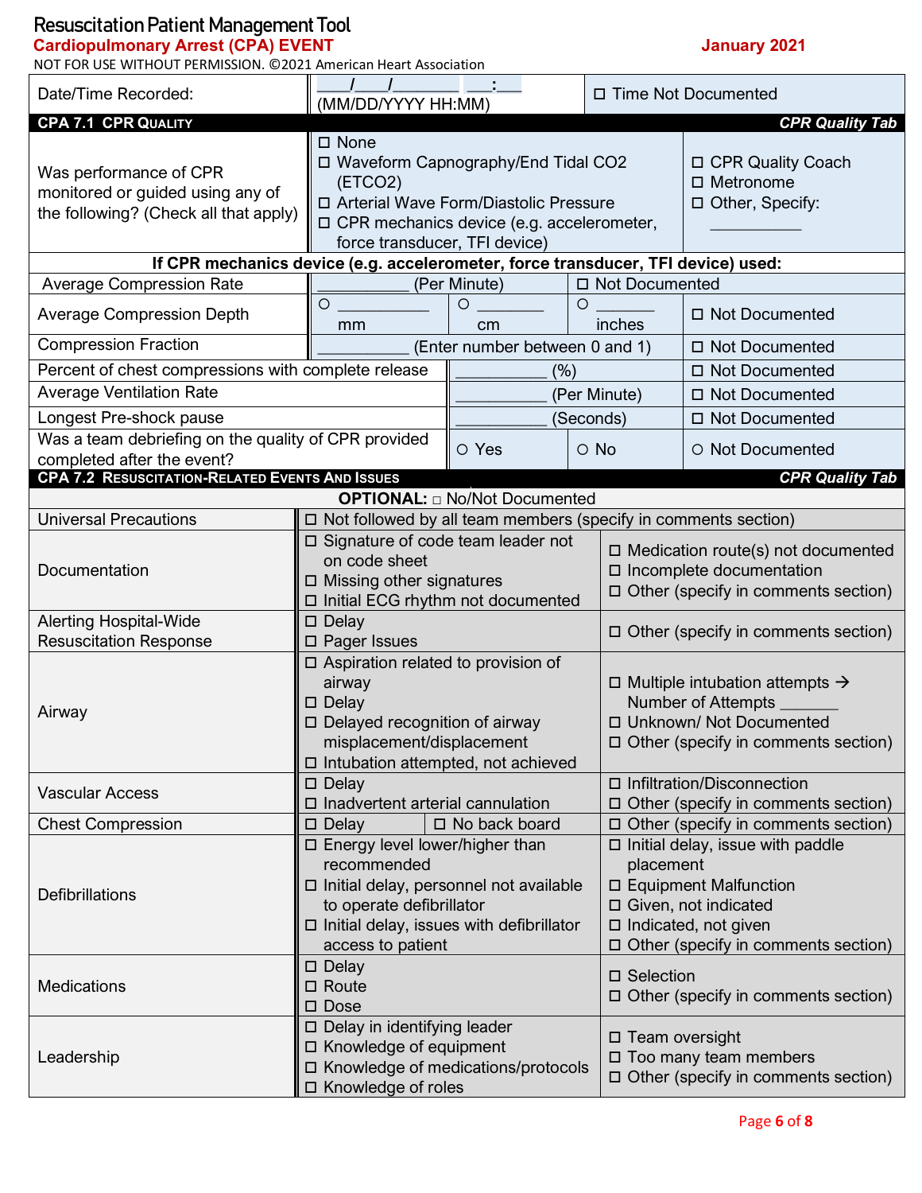# Resuscitation Patient Management Tool

**Cardiopulmonary Arrest (CPA) EVENT** — **January 2021**

NOT FOR USE WITHOUT PERMISSION. ©2021 American Heart Association

| Date/Time Recorded: | ___/___/_______ ___:___ (MM/DD/YYYY HH:MM) | ☐ Time Not Documented |
|---|---|---|

## CPA 7.1 CPR Quality — *CPR Quality Tab*

| Was performance of CPR monitored or guided using any of the following? (Check all that apply) | ☐ None<br>☐ Waveform Capnography/End Tidal CO2 (ETCO2)<br>☐ Arterial Wave Form/Diastolic Pressure<br>☐ CPR mechanics device (e.g. accelerometer, force transducer, TFI device) | ☐ CPR Quality Coach<br>☐ Metronome<br>☐ Other, Specify: __________ |
|---|---|---|

**If CPR mechanics device (e.g. accelerometer, force transducer, TFI device) used:**

| Item | | | | |
|---|---|---|---|---|
| Average Compression Rate | __________ (Per Minute) | | ☐ Not Documented | |
| Average Compression Depth | ○ __________ mm | ○ ________ cm | ○ _______ inches | ☐ Not Documented |
| Compression Fraction | __________ (Enter number between 0 and 1) | | | ☐ Not Documented |
| Percent of chest compressions with complete release | __________ (%) | | | ☐ Not Documented |
| Average Ventilation Rate | __________ (Per Minute) | | | ☐ Not Documented |
| Longest Pre-shock pause | __________ (Seconds) | | | ☐ Not Documented |
| Was a team debriefing on the quality of CPR provided completed after the event? | ○ Yes | ○ No | | ○ Not Documented |

## CPA 7.2 Resuscitation-Related Events And Issues — *CPR Quality Tab*

**OPTIONAL:** ☐ No/Not Documented

| Category | | |
|---|---|---|
| Universal Precautions | ☐ Not followed by all team members (specify in comments section) | |
| Documentation | ☐ Signature of code team leader not on code sheet<br>☐ Missing other signatures<br>☐ Initial ECG rhythm not documented | ☐ Medication route(s) not documented<br>☐ Incomplete documentation<br>☐ Other (specify in comments section) |
| Alerting Hospital-Wide Resuscitation Response | ☐ Delay<br>☐ Pager Issues | ☐ Other (specify in comments section) |
| Airway | ☐ Aspiration related to provision of airway<br>☐ Delay<br>☐ Delayed recognition of airway misplacement/displacement<br>☐ Intubation attempted, not achieved | ☐ Multiple intubation attempts → Number of Attempts _______<br>☐ Unknown/ Not Documented<br>☐ Other (specify in comments section) |
| Vascular Access | ☐ Delay<br>☐ Inadvertent arterial cannulation | ☐ Infiltration/Disconnection<br>☐ Other (specify in comments section) |
| Chest Compression | ☐ Delay ☐ No back board | ☐ Other (specify in comments section) |
| Defibrillations | ☐ Energy level lower/higher than recommended<br>☐ Initial delay, personnel not available to operate defibrillator<br>☐ Initial delay, issues with defibrillator access to patient | ☐ Initial delay, issue with paddle placement<br>☐ Equipment Malfunction<br>☐ Given, not indicated<br>☐ Indicated, not given<br>☐ Other (specify in comments section) |
| Medications | ☐ Delay<br>☐ Route<br>☐ Dose | ☐ Selection<br>☐ Other (specify in comments section) |
| Leadership | ☐ Delay in identifying leader<br>☐ Knowledge of equipment<br>☐ Knowledge of medications/protocols<br>☐ Knowledge of roles | ☐ Team oversight<br>☐ Too many team members<br>☐ Other (specify in comments section) |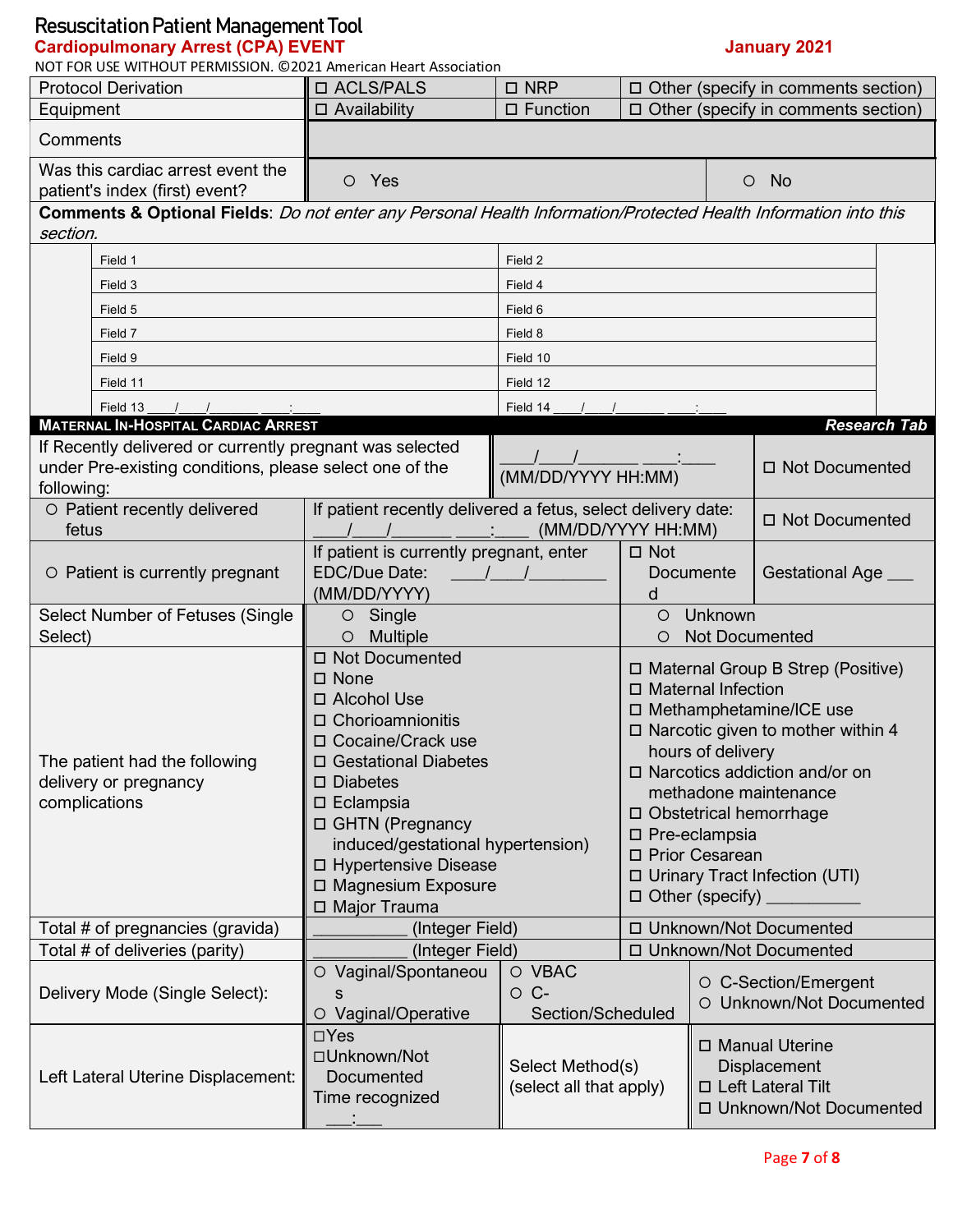# Resuscitation Patient Management Tool

**Cardiopulmonary Arrest (CPA) EVENT** **January 2021**

NOT FOR USE WITHOUT PERMISSION. ©2021 American Heart Association

| | | | |
|---|---|---|---|
| Protocol Derivation | ☐ ACLS/PALS | ☐ NRP | ☐ Other (specify in comments section) |
| Equipment | ☐ Availability | ☐ Function | ☐ Other (specify in comments section) |
| Comments | | | |
| Was this cardiac arrest event the patient's index (first) event? | ○ Yes | | ○ No |

**Comments & Optional Fields**: *Do not enter any Personal Health Information/Protected Health Information into this section.*

| | |
|---|---|
| Field 1 | Field 2 |
| Field 3 | Field 4 |
| Field 5 | Field 6 |
| Field 7 | Field 8 |
| Field 9 | Field 10 |
| Field 11 | Field 12 |
| Field 13 ____/____/_______ ____:____ | Field 14 ____/____/_______ ____:____ |

## MATERNAL IN-HOSPITAL CARDIAC ARREST — *Research Tab*

| | | | |
|---|---|---|---|
| If Recently delivered or currently pregnant was selected under Pre-existing conditions, please select one of the following: | ____/____/_______ ____:____ (MM/DD/YYYY HH:MM) | | ☐ Not Documented |
| ○ Patient recently delivered fetus | If patient recently delivered a fetus, select delivery date: ____/____/_______ ____:____ (MM/DD/YYYY HH:MM) | | ☐ Not Documented |
| ○ Patient is currently pregnant | If patient is currently pregnant, enter EDC/Due Date: ____/____/________ (MM/DD/YYYY) | ☐ Not Documented | Gestational Age ___ |
| Select Number of Fetuses (Single Select) | ○ Single<br>○ Multiple | ○ Unknown<br>○ Not Documented | |
| The patient had the following delivery or pregnancy complications | ☐ Not Documented<br>☐ None<br>☐ Alcohol Use<br>☐ Chorioamnionitis<br>☐ Cocaine/Crack use<br>☐ Gestational Diabetes<br>☐ Diabetes<br>☐ Eclampsia<br>☐ GHTN (Pregnancy induced/gestational hypertension)<br>☐ Hypertensive Disease<br>☐ Magnesium Exposure<br>☐ Major Trauma | ☐ Maternal Group B Strep (Positive)<br>☐ Maternal Infection<br>☐ Methamphetamine/ICE use<br>☐ Narcotic given to mother within 4 hours of delivery<br>☐ Narcotics addiction and/or on methadone maintenance<br>☐ Obstetrical hemorrhage<br>☐ Pre-eclampsia<br>☐ Prior Cesarean<br>☐ Urinary Tract Infection (UTI)<br>☐ Other (specify) __________ | |
| Total # of pregnancies (gravida) | __________ (Integer Field) | ☐ Unknown/Not Documented | |
| Total # of deliveries (parity) | __________ (Integer Field) | ☐ Unknown/Not Documented | |
| Delivery Mode (Single Select): | ○ Vaginal/Spontaneous<br>○ Vaginal/Operative | ○ VBAC<br>○ C-Section/Scheduled | ○ C-Section/Emergent<br>○ Unknown/Not Documented |
| Left Lateral Uterine Displacement: | ☐Yes<br>☐Unknown/Not Documented<br>Time recognized ___:___ | Select Method(s) (select all that apply) | ☐ Manual Uterine Displacement<br>☐ Left Lateral Tilt<br>☐ Unknown/Not Documented |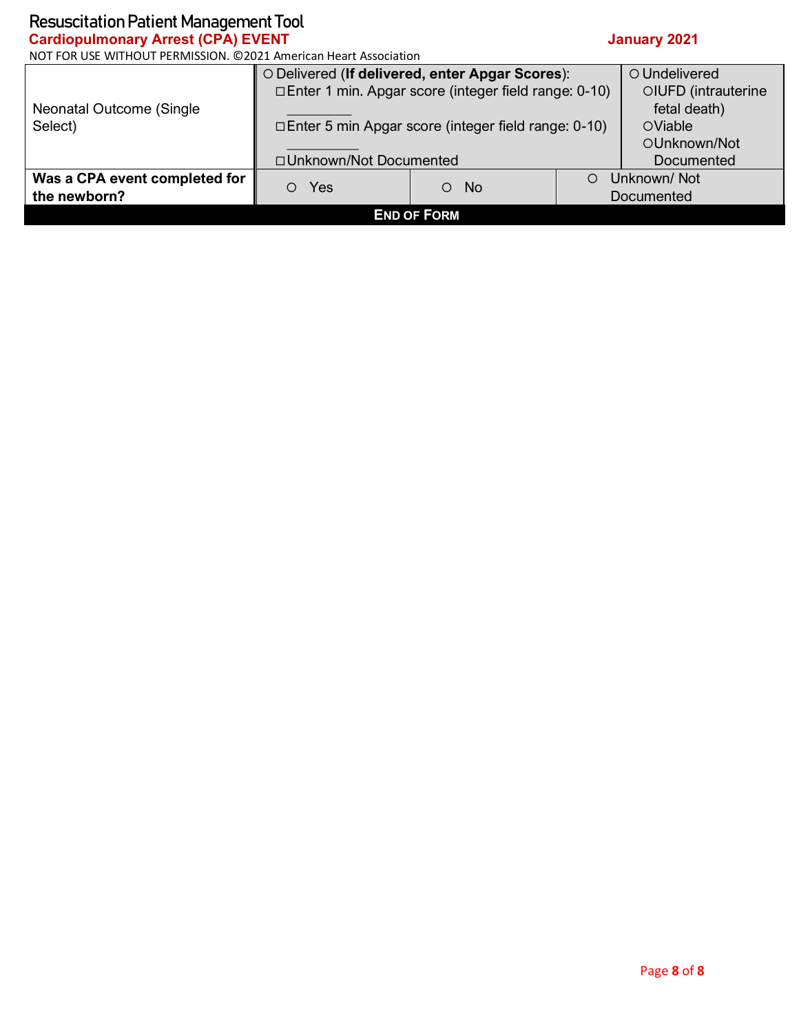| | | | |
|---|---|---|---|
| Neonatal Outcome (Single Select) | ○ Delivered (**If delivered, enter Apgar Scores**):<br>□ Enter 1 min. Apgar score (integer field range: 0-10) ________<br>□ Enter 5 min Apgar score (integer field range: 0-10) _________<br>□ Unknown/Not Documented | | ○ Undelivered<br>○ IUFD (intrauterine fetal death)<br>○ Viable<br>○ Unknown/Not Documented |
| **Was a CPA event completed for the newborn?** | ○ Yes | ○ No | ○ Unknown/ Not Documented |

**END OF FORM**